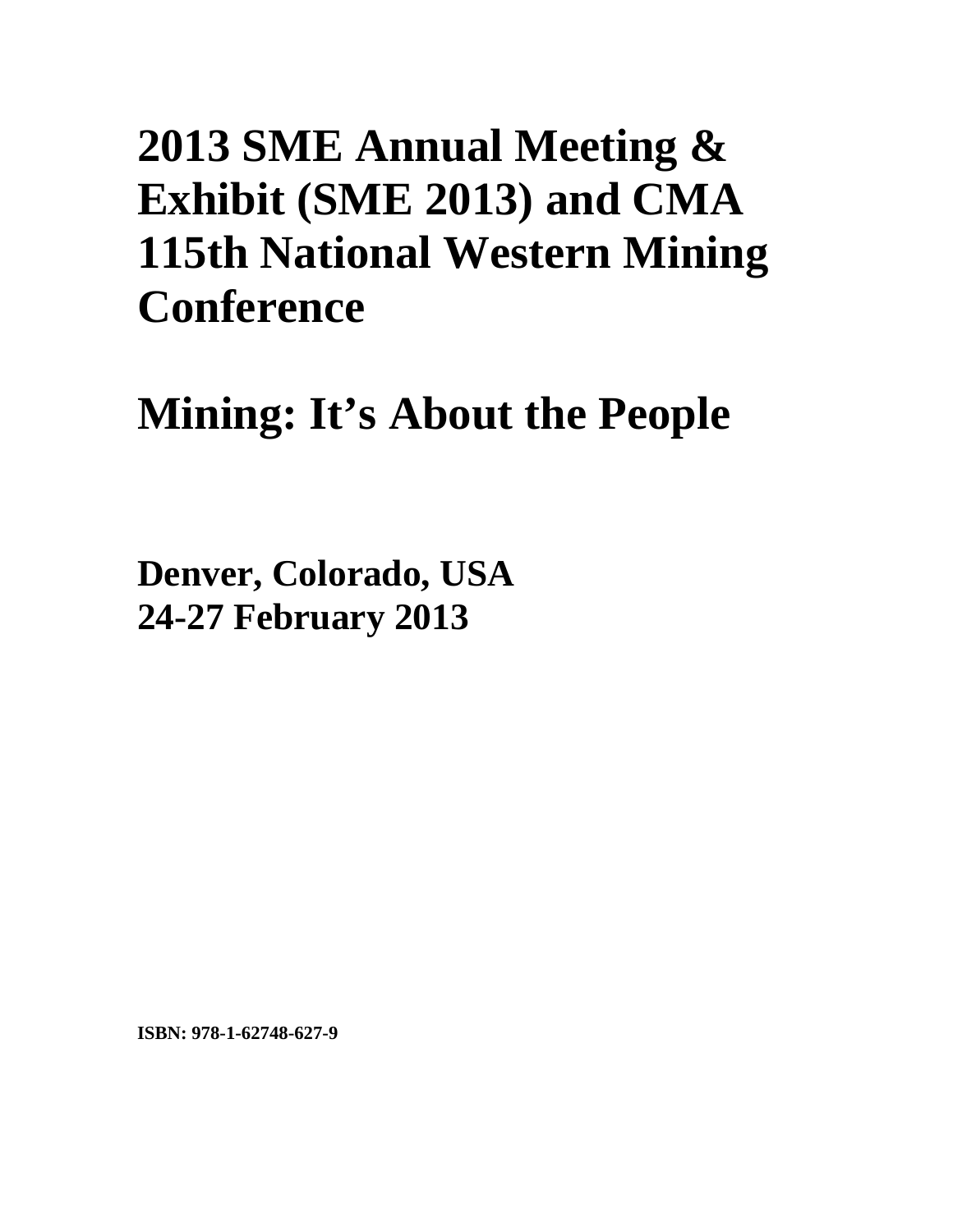# 2013 SME Annual Meeting & Exhibit (SME 2013) and CMA 115th National Western Mining Conference

# Mining: It's About the People

**Denver, Colorado, USA**
**24-27 February 2013**

**ISBN: 978-1-62748-627-9**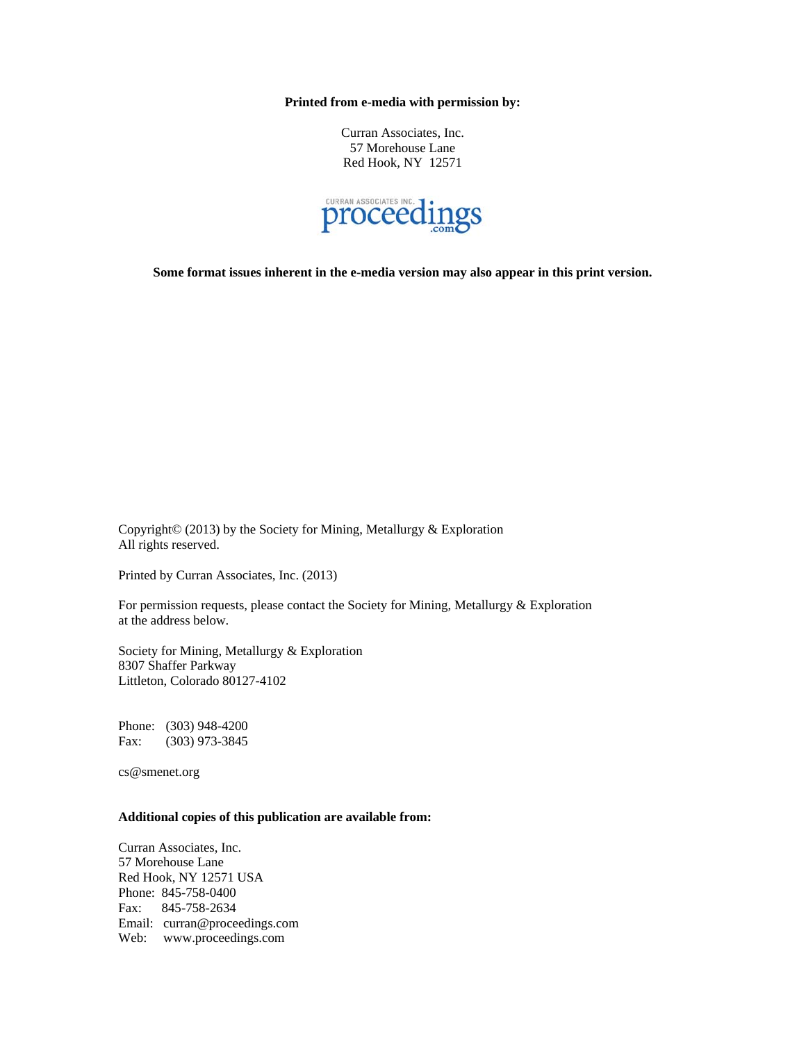**Printed from e-media with permission by:**

Curran Associates, Inc.
57 Morehouse Lane
Red Hook, NY 12571

CURRAN ASSOCIATES INC. proceedings .com

**Some format issues inherent in the e-media version may also appear in this print version.**

Copyright© (2013) by the Society for Mining, Metallurgy & Exploration
All rights reserved.

Printed by Curran Associates, Inc. (2013)

For permission requests, please contact the Society for Mining, Metallurgy & Exploration at the address below.

Society for Mining, Metallurgy & Exploration
8307 Shaffer Parkway
Littleton, Colorado 80127-4102

Phone: (303) 948-4200
Fax: (303) 973-3845

cs@smenet.org

**Additional copies of this publication are available from:**

Curran Associates, Inc.
57 Morehouse Lane
Red Hook, NY 12571 USA
Phone: 845-758-0400
Fax: 845-758-2634
Email: curran@proceedings.com
Web: www.proceedings.com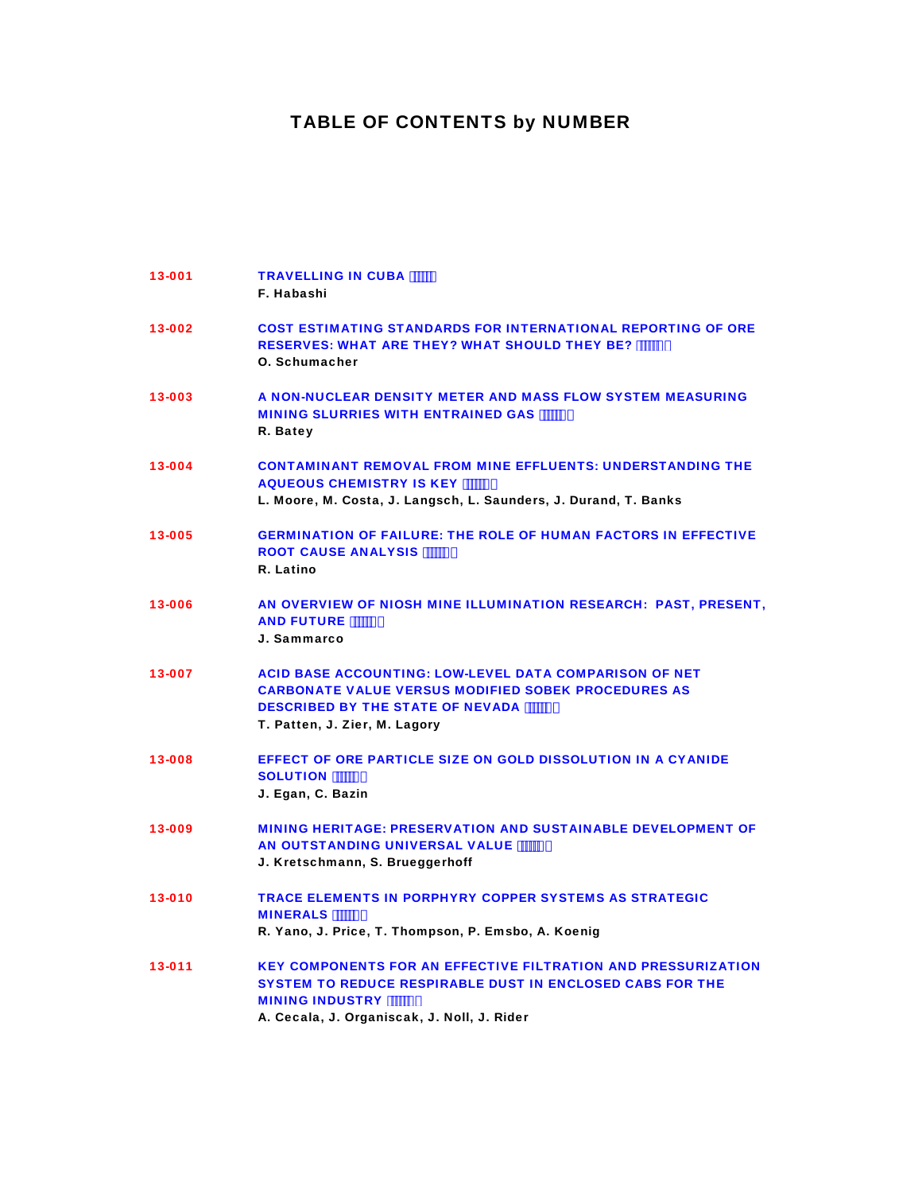# TABLE OF CONTENTS by NUMBER

**13-001** **TRAVELLING IN CUBA**
F. Habashi

**13-002** **COST ESTIMATING STANDARDS FOR INTERNATIONAL REPORTING OF ORE RESERVES: WHAT ARE THEY? WHAT SHOULD THEY BE?**
O. Schumacher

**13-003** **A NON-NUCLEAR DENSITY METER AND MASS FLOW SYSTEM MEASURING MINING SLURRIES WITH ENTRAINED GAS**
R. Batey

**13-004** **CONTAMINANT REMOVAL FROM MINE EFFLUENTS: UNDERSTANDING THE AQUEOUS CHEMISTRY IS KEY**
L. Moore, M. Costa, J. Langsch, L. Saunders, J. Durand, T. Banks

**13-005** **GERMINATION OF FAILURE: THE ROLE OF HUMAN FACTORS IN EFFECTIVE ROOT CAUSE ANALYSIS**
R. Latino

**13-006** **AN OVERVIEW OF NIOSH MINE ILLUMINATION RESEARCH: PAST, PRESENT, AND FUTURE**
J. Sammarco

**13-007** **ACID BASE ACCOUNTING: LOW-LEVEL DATA COMPARISON OF NET CARBONATE VALUE VERSUS MODIFIED SOBEK PROCEDURES AS DESCRIBED BY THE STATE OF NEVADA**
T. Patten, J. Zier, M. Lagory

**13-008** **EFFECT OF ORE PARTICLE SIZE ON GOLD DISSOLUTION IN A CYANIDE SOLUTION**
J. Egan, C. Bazin

**13-009** **MINING HERITAGE: PRESERVATION AND SUSTAINABLE DEVELOPMENT OF AN OUTSTANDING UNIVERSAL VALUE**
J. Kretschmann, S. Brueggerhoff

**13-010** **TRACE ELEMENTS IN PORPHYRY COPPER SYSTEMS AS STRATEGIC MINERALS**
R. Yano, J. Price, T. Thompson, P. Emsbo, A. Koenig

**13-011** **KEY COMPONENTS FOR AN EFFECTIVE FILTRATION AND PRESSURIZATION SYSTEM TO REDUCE RESPIRABLE DUST IN ENCLOSED CABS FOR THE MINING INDUSTRY**
A. Cecala, J. Organiscak, J. Noll, J. Rider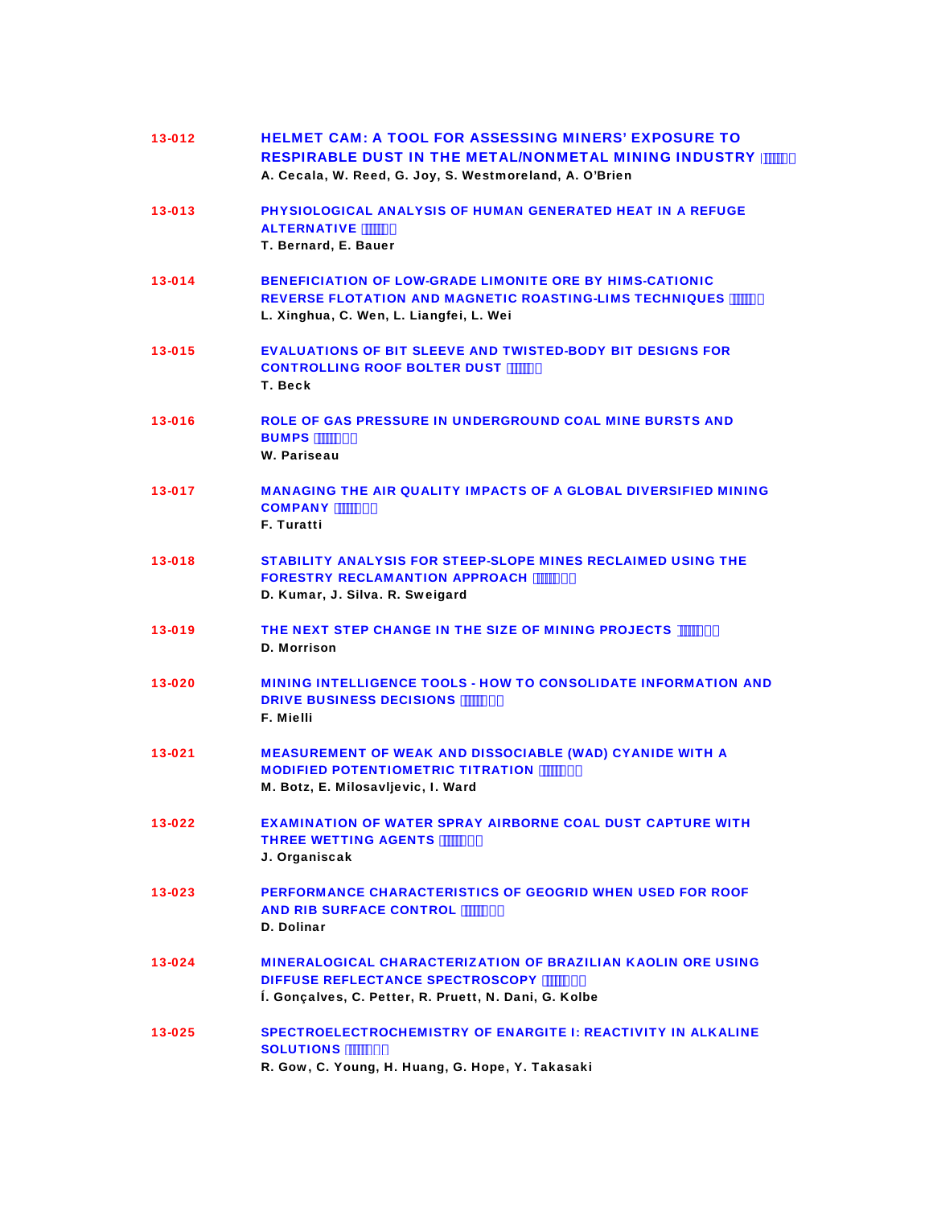**13-012** HELMET CAM: A TOOL FOR ASSESSING MINERS' EXPOSURE TO RESPIRABLE DUST IN THE METAL/NONMETAL MINING INDUSTRY
A. Cecala, W. Reed, G. Joy, S. Westmoreland, A. O'Brien

**13-013** PHYSIOLOGICAL ANALYSIS OF HUMAN GENERATED HEAT IN A REFUGE ALTERNATIVE
T. Bernard, E. Bauer

**13-014** BENEFICIATION OF LOW-GRADE LIMONITE ORE BY HIMS-CATIONIC REVERSE FLOTATION AND MAGNETIC ROASTING-LIMS TECHNIQUES
L. Xinghua, C. Wen, L. Liangfei, L. Wei

**13-015** EVALUATIONS OF BIT SLEEVE AND TWISTED-BODY BIT DESIGNS FOR CONTROLLING ROOF BOLTER DUST
T. Beck

**13-016** ROLE OF GAS PRESSURE IN UNDERGROUND COAL MINE BURSTS AND BUMPS
W. Pariseau

**13-017** MANAGING THE AIR QUALITY IMPACTS OF A GLOBAL DIVERSIFIED MINING COMPANY
F. Turatti

**13-018** STABILITY ANALYSIS FOR STEEP-SLOPE MINES RECLAIMED USING THE FORESTRY RECLAMANTION APPROACH
D. Kumar, J. Silva. R. Sweigard

**13-019** THE NEXT STEP CHANGE IN THE SIZE OF MINING PROJECTS
D. Morrison

**13-020** MINING INTELLIGENCE TOOLS - HOW TO CONSOLIDATE INFORMATION AND DRIVE BUSINESS DECISIONS
F. Mielli

**13-021** MEASUREMENT OF WEAK AND DISSOCIABLE (WAD) CYANIDE WITH A MODIFIED POTENTIOMETRIC TITRATION
M. Botz, E. Milosavljevic, I. Ward

**13-022** EXAMINATION OF WATER SPRAY AIRBORNE COAL DUST CAPTURE WITH THREE WETTING AGENTS
J. Organiscak

**13-023** PERFORMANCE CHARACTERISTICS OF GEOGRID WHEN USED FOR ROOF AND RIB SURFACE CONTROL
D. Dolinar

**13-024** MINERALOGICAL CHARACTERIZATION OF BRAZILIAN KAOLIN ORE USING DIFFUSE REFLECTANCE SPECTROSCOPY
Í. Gonçalves, C. Petter, R. Pruett, N. Dani, G. Kolbe

**13-025** SPECTROELECTROCHEMISTRY OF ENARGITE I: REACTIVITY IN ALKALINE SOLUTIONS
R. Gow, C. Young, H. Huang, G. Hope, Y. Takasaki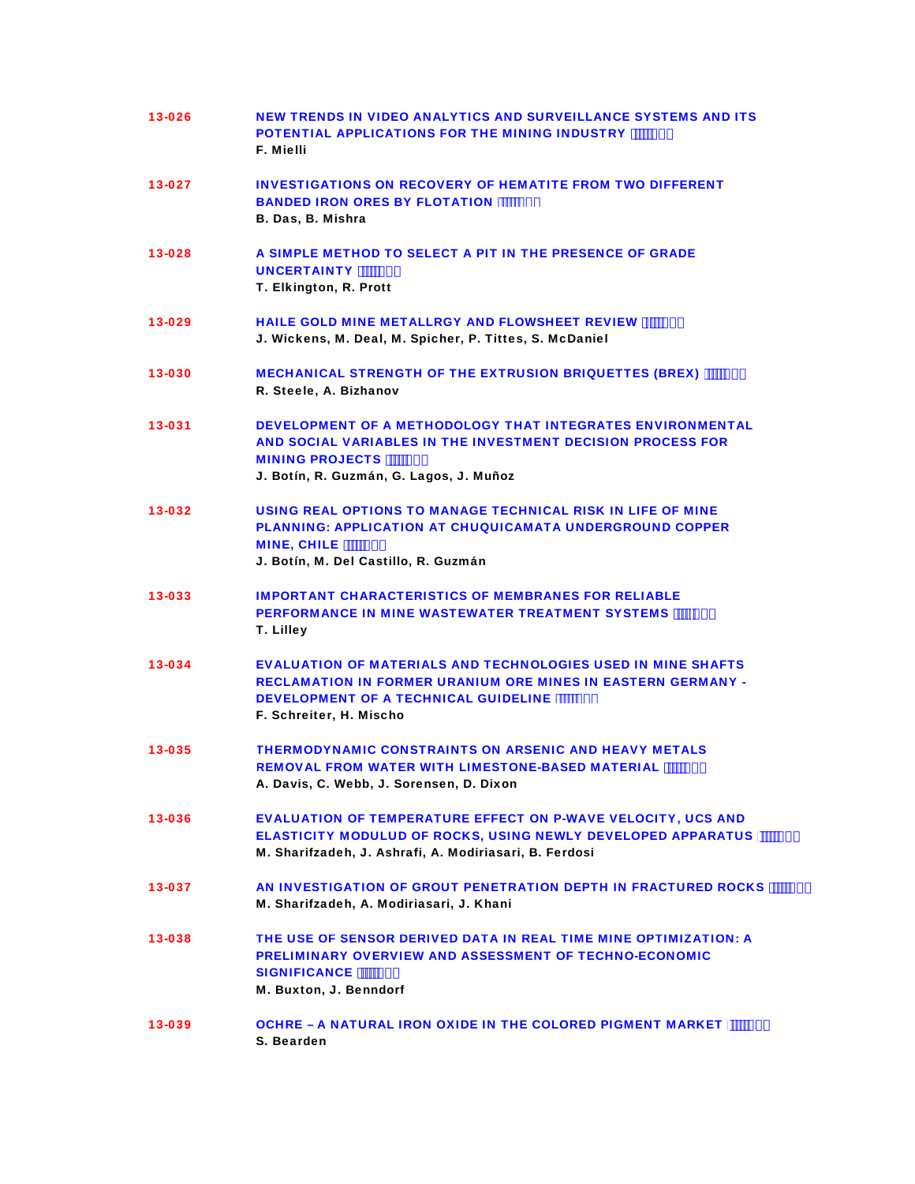**13-026** NEW TRENDS IN VIDEO ANALYTICS AND SURVEILLANCE SYSTEMS AND ITS POTENTIAL APPLICATIONS FOR THE MINING INDUSTRY
**F. Mielli**

**13-027** INVESTIGATIONS ON RECOVERY OF HEMATITE FROM TWO DIFFERENT BANDED IRON ORES BY FLOTATION
**B. Das, B. Mishra**

**13-028** A SIMPLE METHOD TO SELECT A PIT IN THE PRESENCE OF GRADE UNCERTAINTY
**T. Elkington, R. Prott**

**13-029** HAILE GOLD MINE METALLRGY AND FLOWSHEET REVIEW
**J. Wickens, M. Deal, M. Spicher, P. Tittes, S. McDaniel**

**13-030** MECHANICAL STRENGTH OF THE EXTRUSION BRIQUETTES (BREX)
**R. Steele, A. Bizhanov**

**13-031** DEVELOPMENT OF A METHODOLOGY THAT INTEGRATES ENVIRONMENTAL AND SOCIAL VARIABLES IN THE INVESTMENT DECISION PROCESS FOR MINING PROJECTS
**J. Botín, R. Guzmán, G. Lagos, J. Muñoz**

**13-032** USING REAL OPTIONS TO MANAGE TECHNICAL RISK IN LIFE OF MINE PLANNING: APPLICATION AT CHUQUICAMATA UNDERGROUND COPPER MINE, CHILE
**J. Botín, M. Del Castillo, R. Guzmán**

**13-033** IMPORTANT CHARACTERISTICS OF MEMBRANES FOR RELIABLE PERFORMANCE IN MINE WASTEWATER TREATMENT SYSTEMS
**T. Lilley**

**13-034** EVALUATION OF MATERIALS AND TECHNOLOGIES USED IN MINE SHAFTS RECLAMATION IN FORMER URANIUM ORE MINES IN EASTERN GERMANY - DEVELOPMENT OF A TECHNICAL GUIDELINE
**F. Schreiter, H. Mischo**

**13-035** THERMODYNAMIC CONSTRAINTS ON ARSENIC AND HEAVY METALS REMOVAL FROM WATER WITH LIMESTONE-BASED MATERIAL
**A. Davis, C. Webb, J. Sorensen, D. Dixon**

**13-036** EVALUATION OF TEMPERATURE EFFECT ON P-WAVE VELOCITY, UCS AND ELASTICITY MODULUD OF ROCKS, USING NEWLY DEVELOPED APPARATUS
**M. Sharifzadeh, J. Ashrafi, A. Modiriasari, B. Ferdosi**

**13-037** AN INVESTIGATION OF GROUT PENETRATION DEPTH IN FRACTURED ROCKS
**M. Sharifzadeh, A. Modiriasari, J. Khani**

**13-038** THE USE OF SENSOR DERIVED DATA IN REAL TIME MINE OPTIMIZATION: A PRELIMINARY OVERVIEW AND ASSESSMENT OF TECHNO-ECONOMIC SIGNIFICANCE
**M. Buxton, J. Benndorf**

**13-039** OCHRE – A NATURAL IRON OXIDE IN THE COLORED PIGMENT MARKET
**S. Bearden**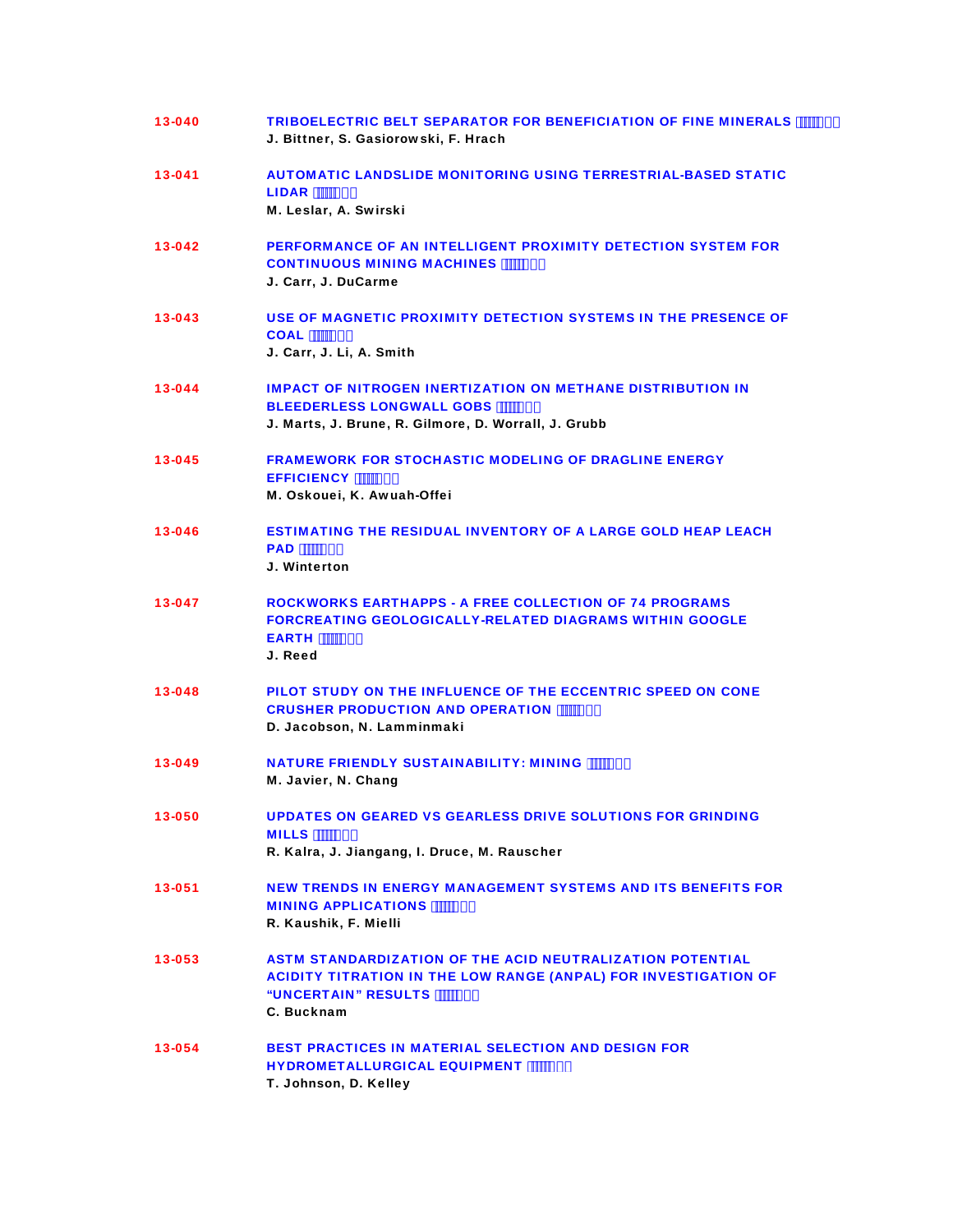**13-040** TRIBOELECTRIC BELT SEPARATOR FOR BENEFICIATION OF FINE MINERALS
J. Bittner, S. Gasiorowski, F. Hrach

**13-041** AUTOMATIC LANDSLIDE MONITORING USING TERRESTRIAL-BASED STATIC LIDAR
M. Leslar, A. Swirski

**13-042** PERFORMANCE OF AN INTELLIGENT PROXIMITY DETECTION SYSTEM FOR CONTINUOUS MINING MACHINES
J. Carr, J. DuCarme

**13-043** USE OF MAGNETIC PROXIMITY DETECTION SYSTEMS IN THE PRESENCE OF COAL
J. Carr, J. Li, A. Smith

**13-044** IMPACT OF NITROGEN INERTIZATION ON METHANE DISTRIBUTION IN BLEEDERLESS LONGWALL GOBS
J. Marts, J. Brune, R. Gilmore, D. Worrall, J. Grubb

**13-045** FRAMEWORK FOR STOCHASTIC MODELING OF DRAGLINE ENERGY EFFICIENCY
M. Oskouei, K. Awuah-Offei

**13-046** ESTIMATING THE RESIDUAL INVENTORY OF A LARGE GOLD HEAP LEACH PAD
J. Winterton

**13-047** ROCKWORKS EARTHAPPS - A FREE COLLECTION OF 74 PROGRAMS FORCREATING GEOLOGICALLY-RELATED DIAGRAMS WITHIN GOOGLE EARTH
J. Reed

**13-048** PILOT STUDY ON THE INFLUENCE OF THE ECCENTRIC SPEED ON CONE CRUSHER PRODUCTION AND OPERATION
D. Jacobson, N. Lamminmaki

**13-049** NATURE FRIENDLY SUSTAINABILITY: MINING
M. Javier, N. Chang

**13-050** UPDATES ON GEARED VS GEARLESS DRIVE SOLUTIONS FOR GRINDING MILLS
R. Kalra, J. Jiangang, I. Druce, M. Rauscher

**13-051** NEW TRENDS IN ENERGY MANAGEMENT SYSTEMS AND ITS BENEFITS FOR MINING APPLICATIONS
R. Kaushik, F. Mielli

**13-053** ASTM STANDARDIZATION OF THE ACID NEUTRALIZATION POTENTIAL ACIDITY TITRATION IN THE LOW RANGE (ANPAL) FOR INVESTIGATION OF "UNCERTAIN" RESULTS
C. Bucknam

**13-054** BEST PRACTICES IN MATERIAL SELECTION AND DESIGN FOR HYDROMETALLURGICAL EQUIPMENT
T. Johnson, D. Kelley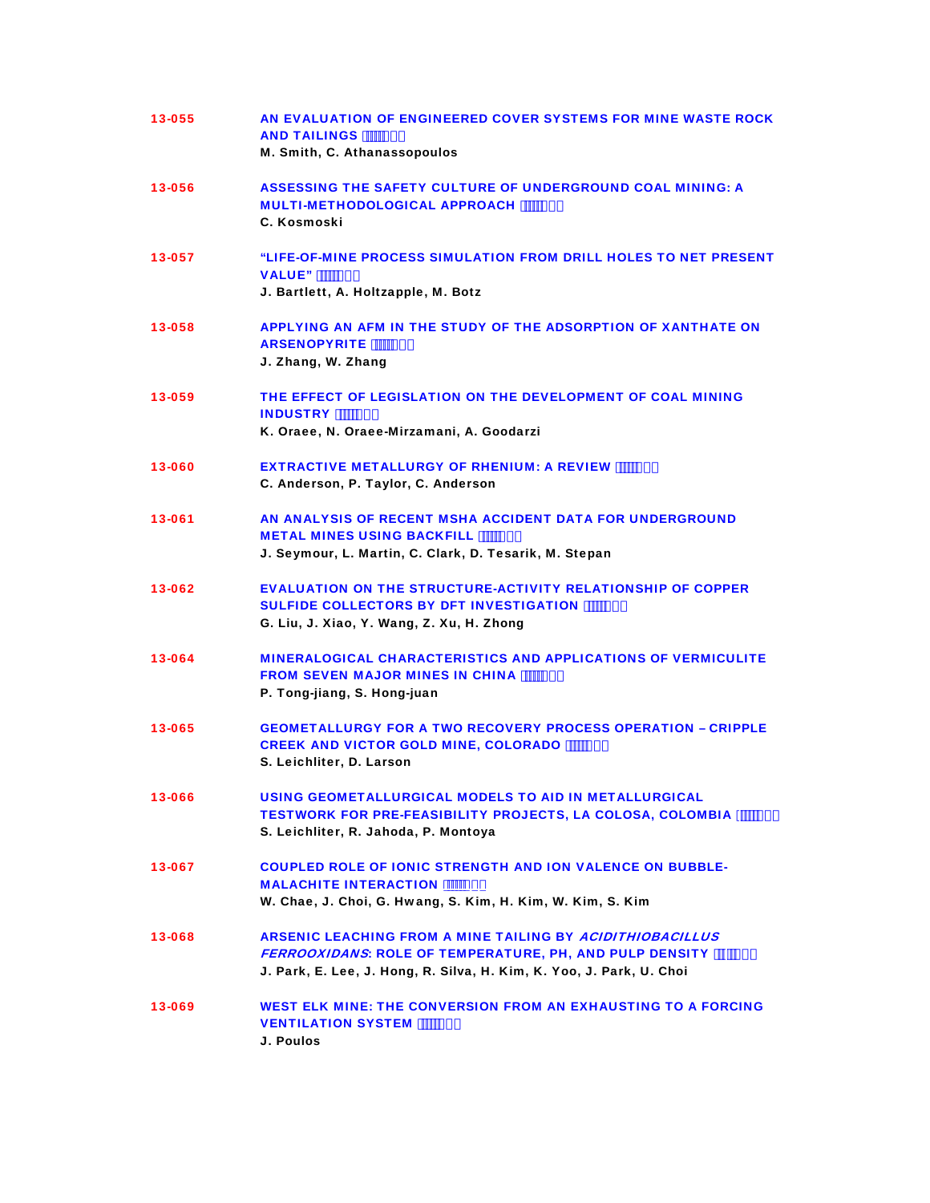**13-055** AN EVALUATION OF ENGINEERED COVER SYSTEMS FOR MINE WASTE ROCK AND TAILINGS
M. Smith, C. Athanassopoulos

**13-056** ASSESSING THE SAFETY CULTURE OF UNDERGROUND COAL MINING: A MULTI-METHODOLOGICAL APPROACH
C. Kosmoski

**13-057** "LIFE-OF-MINE PROCESS SIMULATION FROM DRILL HOLES TO NET PRESENT VALUE"
J. Bartlett, A. Holtzapple, M. Botz

**13-058** APPLYING AN AFM IN THE STUDY OF THE ADSORPTION OF XANTHATE ON ARSENOPYRITE
J. Zhang, W. Zhang

**13-059** THE EFFECT OF LEGISLATION ON THE DEVELOPMENT OF COAL MINING INDUSTRY
K. Oraee, N. Oraee-Mirzamani, A. Goodarzi

**13-060** EXTRACTIVE METALLURGY OF RHENIUM: A REVIEW
C. Anderson, P. Taylor, C. Anderson

**13-061** AN ANALYSIS OF RECENT MSHA ACCIDENT DATA FOR UNDERGROUND METAL MINES USING BACKFILL
J. Seymour, L. Martin, C. Clark, D. Tesarik, M. Stepan

**13-062** EVALUATION ON THE STRUCTURE-ACTIVITY RELATIONSHIP OF COPPER SULFIDE COLLECTORS BY DFT INVESTIGATION
G. Liu, J. Xiao, Y. Wang, Z. Xu, H. Zhong

**13-064** MINERALOGICAL CHARACTERISTICS AND APPLICATIONS OF VERMICULITE FROM SEVEN MAJOR MINES IN CHINA
P. Tong-jiang, S. Hong-juan

**13-065** GEOMETALLURGY FOR A TWO RECOVERY PROCESS OPERATION – CRIPPLE CREEK AND VICTOR GOLD MINE, COLORADO
S. Leichliter, D. Larson

**13-066** USING GEOMETALLURGICAL MODELS TO AID IN METALLURGICAL TESTWORK FOR PRE-FEASIBILITY PROJECTS, LA COLOSA, COLOMBIA
S. Leichliter, R. Jahoda, P. Montoya

**13-067** COUPLED ROLE OF IONIC STRENGTH AND ION VALENCE ON BUBBLE-MALACHITE INTERACTION
W. Chae, J. Choi, G. Hwang, S. Kim, H. Kim, W. Kim, S. Kim

**13-068** ARSENIC LEACHING FROM A MINE TAILING BY *ACIDITHIOBACILLUS FERROOXIDANS*: ROLE OF TEMPERATURE, PH, AND PULP DENSITY
J. Park, E. Lee, J. Hong, R. Silva, H. Kim, K. Yoo, J. Park, U. Choi

**13-069** WEST ELK MINE: THE CONVERSION FROM AN EXHAUSTING TO A FORCING VENTILATION SYSTEM
J. Poulos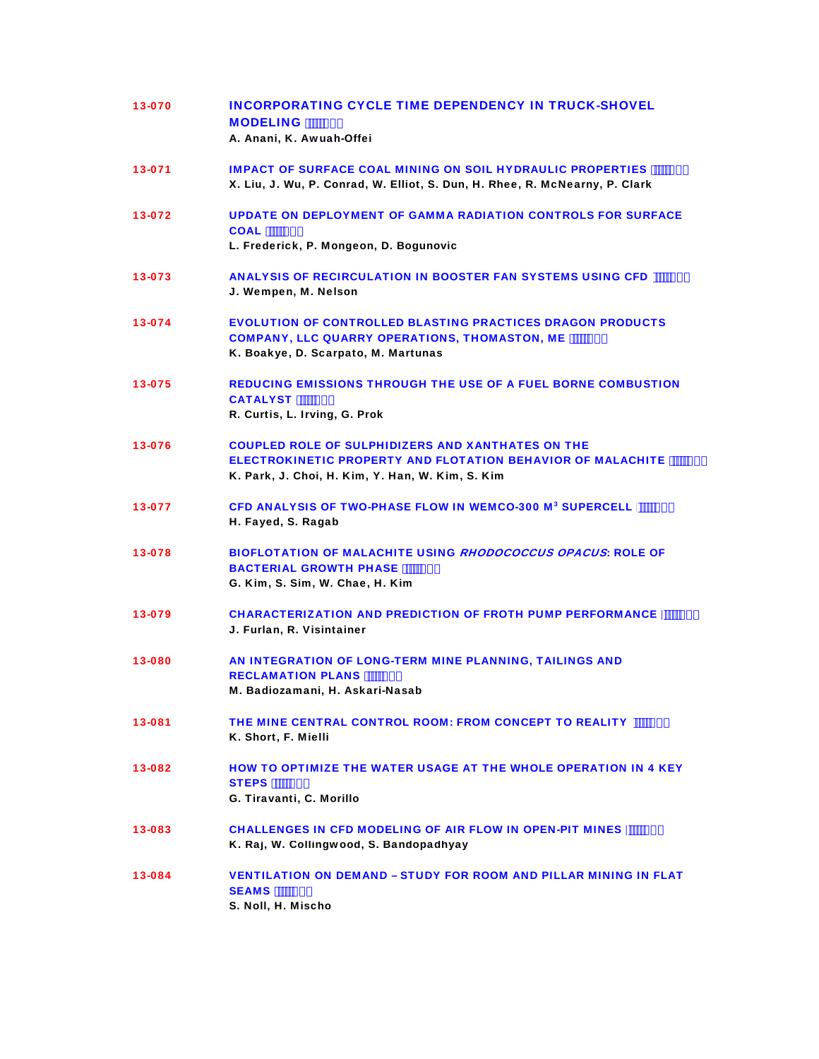**13-070** INCORPORATING CYCLE TIME DEPENDENCY IN TRUCK-SHOVEL MODELING
**A. Anani, K. Awuah-Offei**

**13-071** IMPACT OF SURFACE COAL MINING ON SOIL HYDRAULIC PROPERTIES
**X. Liu, J. Wu, P. Conrad, W. Elliot, S. Dun, H. Rhee, R. McNearny, P. Clark**

**13-072** UPDATE ON DEPLOYMENT OF GAMMA RADIATION CONTROLS FOR SURFACE COAL
**L. Frederick, P. Mongeon, D. Bogunovic**

**13-073** ANALYSIS OF RECIRCULATION IN BOOSTER FAN SYSTEMS USING CFD
**J. Wempen, M. Nelson**

**13-074** EVOLUTION OF CONTROLLED BLASTING PRACTICES DRAGON PRODUCTS COMPANY, LLC QUARRY OPERATIONS, THOMASTON, ME
**K. Boakye, D. Scarpato, M. Martunas**

**13-075** REDUCING EMISSIONS THROUGH THE USE OF A FUEL BORNE COMBUSTION CATALYST
**R. Curtis, L. Irving, G. Prok**

**13-076** COUPLED ROLE OF SULPHIDIZERS AND XANTHATES ON THE ELECTROKINETIC PROPERTY AND FLOTATION BEHAVIOR OF MALACHITE
**K. Park, J. Choi, H. Kim, Y. Han, W. Kim, S. Kim**

**13-077** CFD ANALYSIS OF TWO-PHASE FLOW IN WEMCO-300 $M^3$ SUPERCELL
**H. Fayed, S. Ragab**

**13-078** BIOFLOTATION OF MALACHITE USING *RHODOCOCCUS OPACUS*: ROLE OF BACTERIAL GROWTH PHASE
**G. Kim, S. Sim, W. Chae, H. Kim**

**13-079** CHARACTERIZATION AND PREDICTION OF FROTH PUMP PERFORMANCE
**J. Furlan, R. Visintainer**

**13-080** AN INTEGRATION OF LONG-TERM MINE PLANNING, TAILINGS AND RECLAMATION PLANS
**M. Badiozamani, H. Askari-Nasab**

**13-081** THE MINE CENTRAL CONTROL ROOM: FROM CONCEPT TO REALITY
**K. Short, F. Mielli**

**13-082** HOW TO OPTIMIZE THE WATER USAGE AT THE WHOLE OPERATION IN 4 KEY STEPS
**G. Tiravanti, C. Morillo**

**13-083** CHALLENGES IN CFD MODELING OF AIR FLOW IN OPEN-PIT MINES
**K. Raj, W. Collingwood, S. Bandopadhyay**

**13-084** VENTILATION ON DEMAND – STUDY FOR ROOM AND PILLAR MINING IN FLAT SEAMS
**S. Noll, H. Mischo**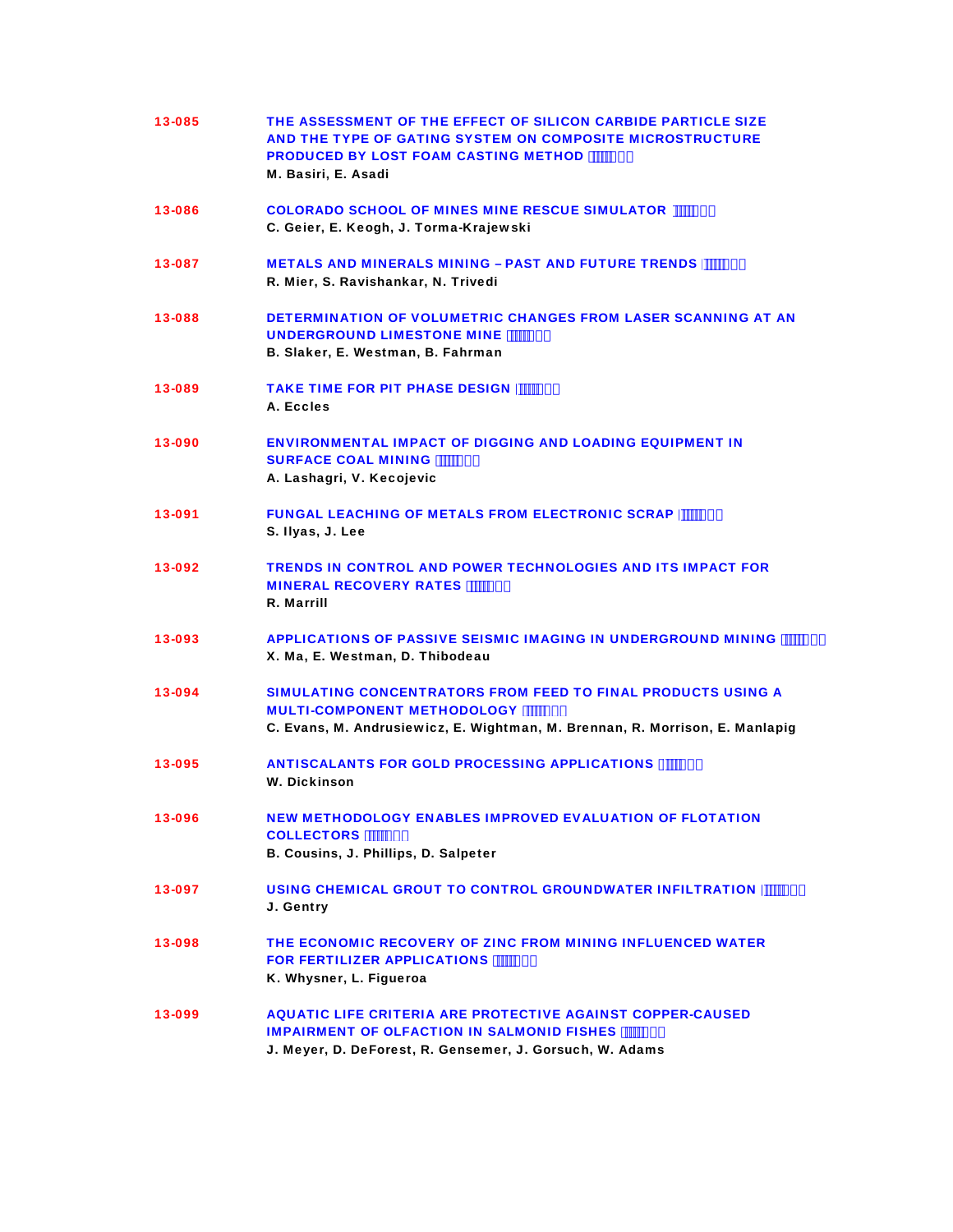**13-085** THE ASSESSMENT OF THE EFFECT OF SILICON CARBIDE PARTICLE SIZE AND THE TYPE OF GATING SYSTEM ON COMPOSITE MICROSTRUCTURE PRODUCED BY LOST FOAM CASTING METHOD
M. Basiri, E. Asadi

**13-086** COLORADO SCHOOL OF MINES MINE RESCUE SIMULATOR
C. Geier, E. Keogh, J. Torma-Krajewski

**13-087** METALS AND MINERALS MINING – PAST AND FUTURE TRENDS
R. Mier, S. Ravishankar, N. Trivedi

**13-088** DETERMINATION OF VOLUMETRIC CHANGES FROM LASER SCANNING AT AN UNDERGROUND LIMESTONE MINE
B. Slaker, E. Westman, B. Fahrman

**13-089** TAKE TIME FOR PIT PHASE DESIGN
A. Eccles

**13-090** ENVIRONMENTAL IMPACT OF DIGGING AND LOADING EQUIPMENT IN SURFACE COAL MINING
A. Lashagri, V. Kecojevic

**13-091** FUNGAL LEACHING OF METALS FROM ELECTRONIC SCRAP
S. Ilyas, J. Lee

**13-092** TRENDS IN CONTROL AND POWER TECHNOLOGIES AND ITS IMPACT FOR MINERAL RECOVERY RATES
R. Marrill

**13-093** APPLICATIONS OF PASSIVE SEISMIC IMAGING IN UNDERGROUND MINING
X. Ma, E. Westman, D. Thibodeau

**13-094** SIMULATING CONCENTRATORS FROM FEED TO FINAL PRODUCTS USING A MULTI-COMPONENT METHODOLOGY
C. Evans, M. Andrusiewicz, E. Wightman, M. Brennan, R. Morrison, E. Manlapig

**13-095** ANTISCALANTS FOR GOLD PROCESSING APPLICATIONS
W. Dickinson

**13-096** NEW METHODOLOGY ENABLES IMPROVED EVALUATION OF FLOTATION COLLECTORS
B. Cousins, J. Phillips, D. Salpeter

**13-097** USING CHEMICAL GROUT TO CONTROL GROUNDWATER INFILTRATION
J. Gentry

**13-098** THE ECONOMIC RECOVERY OF ZINC FROM MINING INFLUENCED WATER FOR FERTILIZER APPLICATIONS
K. Whysner, L. Figueroa

**13-099** AQUATIC LIFE CRITERIA ARE PROTECTIVE AGAINST COPPER-CAUSED IMPAIRMENT OF OLFACTION IN SALMONID FISHES
J. Meyer, D. DeForest, R. Gensemer, J. Gorsuch, W. Adams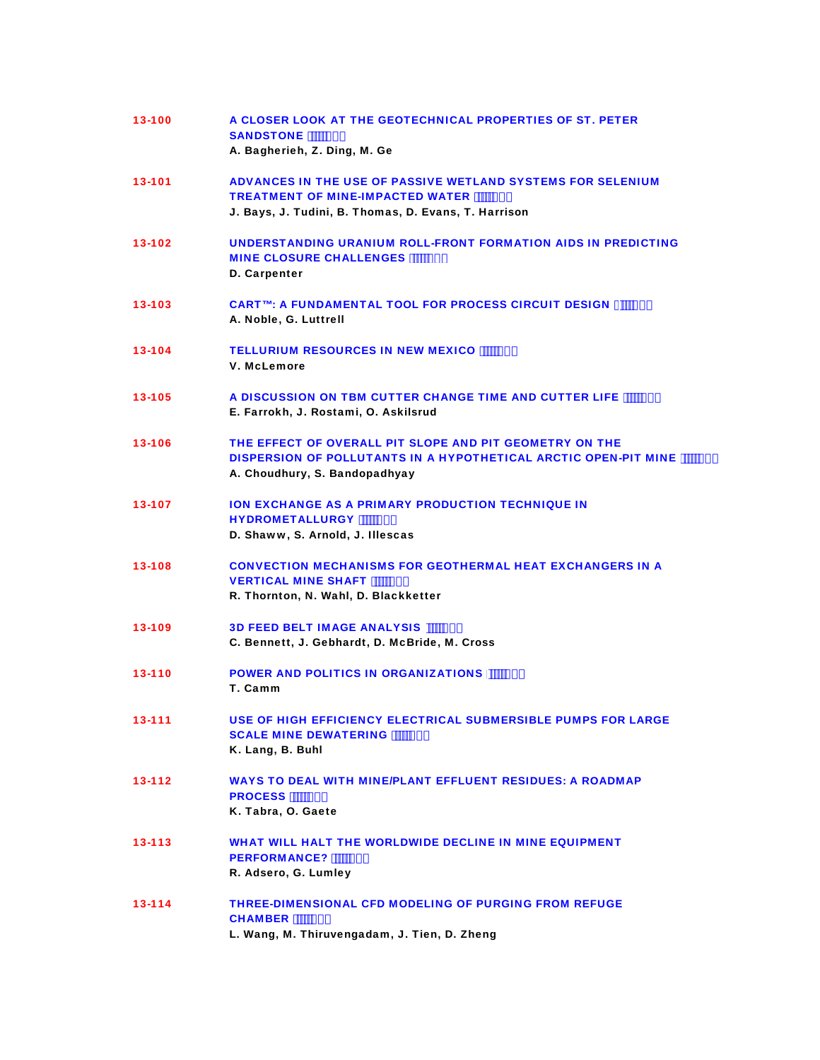**13-100** **A CLOSER LOOK AT THE GEOTECHNICAL PROPERTIES OF ST. PETER SANDSTONE**
A. Bagherieh, Z. Ding, M. Ge

**13-101** **ADVANCES IN THE USE OF PASSIVE WETLAND SYSTEMS FOR SELENIUM TREATMENT OF MINE-IMPACTED WATER**
J. Bays, J. Tudini, B. Thomas, D. Evans, T. Harrison

**13-102** **UNDERSTANDING URANIUM ROLL-FRONT FORMATION AIDS IN PREDICTING MINE CLOSURE CHALLENGES**
D. Carpenter

**13-103** **CART™: A FUNDAMENTAL TOOL FOR PROCESS CIRCUIT DESIGN**
A. Noble, G. Luttrell

**13-104** **TELLURIUM RESOURCES IN NEW MEXICO**
V. McLemore

**13-105** **A DISCUSSION ON TBM CUTTER CHANGE TIME AND CUTTER LIFE**
E. Farrokh, J. Rostami, O. Askilsrud

**13-106** **THE EFFECT OF OVERALL PIT SLOPE AND PIT GEOMETRY ON THE DISPERSION OF POLLUTANTS IN A HYPOTHETICAL ARCTIC OPEN-PIT MINE**
A. Choudhury, S. Bandopadhyay

**13-107** **ION EXCHANGE AS A PRIMARY PRODUCTION TECHNIQUE IN HYDROMETALLURGY**
D. Shaww, S. Arnold, J. Illescas

**13-108** **CONVECTION MECHANISMS FOR GEOTHERMAL HEAT EXCHANGERS IN A VERTICAL MINE SHAFT**
R. Thornton, N. Wahl, D. Blackketter

**13-109** **3D FEED BELT IMAGE ANALYSIS**
C. Bennett, J. Gebhardt, D. McBride, M. Cross

**13-110** **POWER AND POLITICS IN ORGANIZATIONS**
T. Camm

**13-111** **USE OF HIGH EFFICIENCY ELECTRICAL SUBMERSIBLE PUMPS FOR LARGE SCALE MINE DEWATERING**
K. Lang, B. Buhl

**13-112** **WAYS TO DEAL WITH MINE/PLANT EFFLUENT RESIDUES: A ROADMAP PROCESS**
K. Tabra, O. Gaete

**13-113** **WHAT WILL HALT THE WORLDWIDE DECLINE IN MINE EQUIPMENT PERFORMANCE?**
R. Adsero, G. Lumley

**13-114** **THREE-DIMENSIONAL CFD MODELING OF PURGING FROM REFUGE CHAMBER**
L. Wang, M. Thiruvengadam, J. Tien, D. Zheng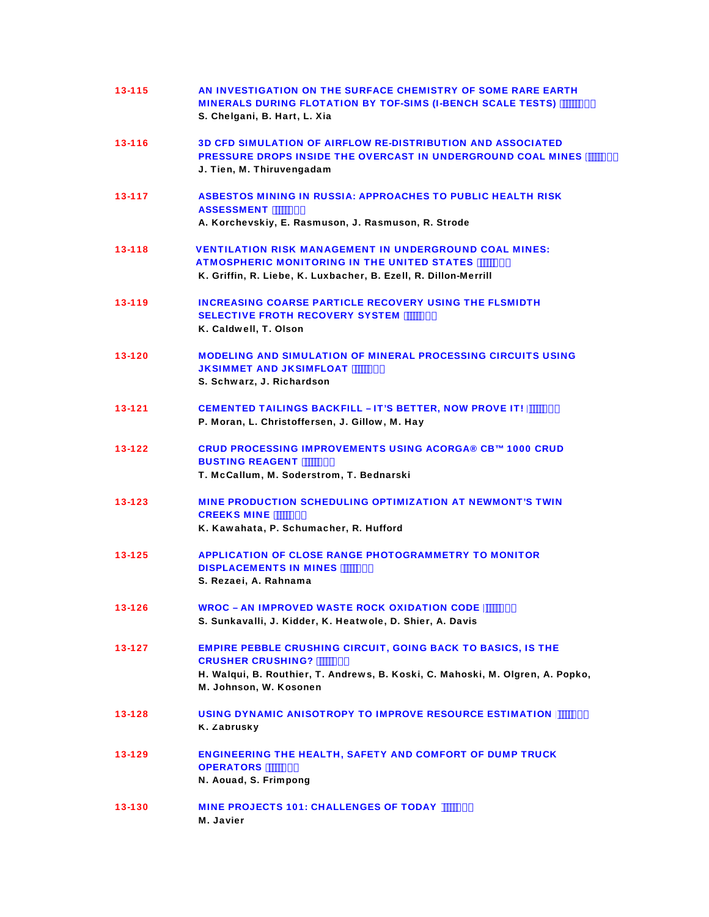**13-115** AN INVESTIGATION ON THE SURFACE CHEMISTRY OF SOME RARE EARTH MINERALS DURING FLOTATION BY TOF-SIMS (I-BENCH SCALE TESTS)
S. Chelgani, B. Hart, L. Xia

**13-116** 3D CFD SIMULATION OF AIRFLOW RE-DISTRIBUTION AND ASSOCIATED PRESSURE DROPS INSIDE THE OVERCAST IN UNDERGROUND COAL MINES
J. Tien, M. Thiruvengadam

**13-117** ASBESTOS MINING IN RUSSIA: APPROACHES TO PUBLIC HEALTH RISK ASSESSMENT
A. Korchevskiy, E. Rasmuson, J. Rasmuson, R. Strode

**13-118** VENTILATION RISK MANAGEMENT IN UNDERGROUND COAL MINES: ATMOSPHERIC MONITORING IN THE UNITED STATES
K. Griffin, R. Liebe, K. Luxbacher, B. Ezell, R. Dillon-Merrill

**13-119** INCREASING COARSE PARTICLE RECOVERY USING THE FLSMIDTH SELECTIVE FROTH RECOVERY SYSTEM
K. Caldwell, T. Olson

**13-120** MODELING AND SIMULATION OF MINERAL PROCESSING CIRCUITS USING JKSIMMET AND JKSIMFLOAT
S. Schwarz, J. Richardson

**13-121** CEMENTED TAILINGS BACKFILL – IT'S BETTER, NOW PROVE IT!
P. Moran, L. Christoffersen, J. Gillow, M. Hay

**13-122** CRUD PROCESSING IMPROVEMENTS USING ACORGA® CB™ 1000 CRUD BUSTING REAGENT
T. McCallum, M. Soderstrom, T. Bednarski

**13-123** MINE PRODUCTION SCHEDULING OPTIMIZATION AT NEWMONT'S TWIN CREEKS MINE
K. Kawahata, P. Schumacher, R. Hufford

**13-125** APPLICATION OF CLOSE RANGE PHOTOGRAMMETRY TO MONITOR DISPLACEMENTS IN MINES
S. Rezaei, A. Rahnama

**13-126** WROC – AN IMPROVED WASTE ROCK OXIDATION CODE
S. Sunkavalli, J. Kidder, K. Heatwole, D. Shier, A. Davis

**13-127** EMPIRE PEBBLE CRUSHING CIRCUIT, GOING BACK TO BASICS, IS THE CRUSHER CRUSHING?
H. Walqui, B. Routhier, T. Andrews, B. Koski, C. Mahoski, M. Olgren, A. Popko, M. Johnson, W. Kosonen

**13-128** USING DYNAMIC ANISOTROPY TO IMPROVE RESOURCE ESTIMATION
K. Zabrusky

**13-129** ENGINEERING THE HEALTH, SAFETY AND COMFORT OF DUMP TRUCK OPERATORS
N. Aouad, S. Frimpong

**13-130** MINE PROJECTS 101: CHALLENGES OF TODAY
M. Javier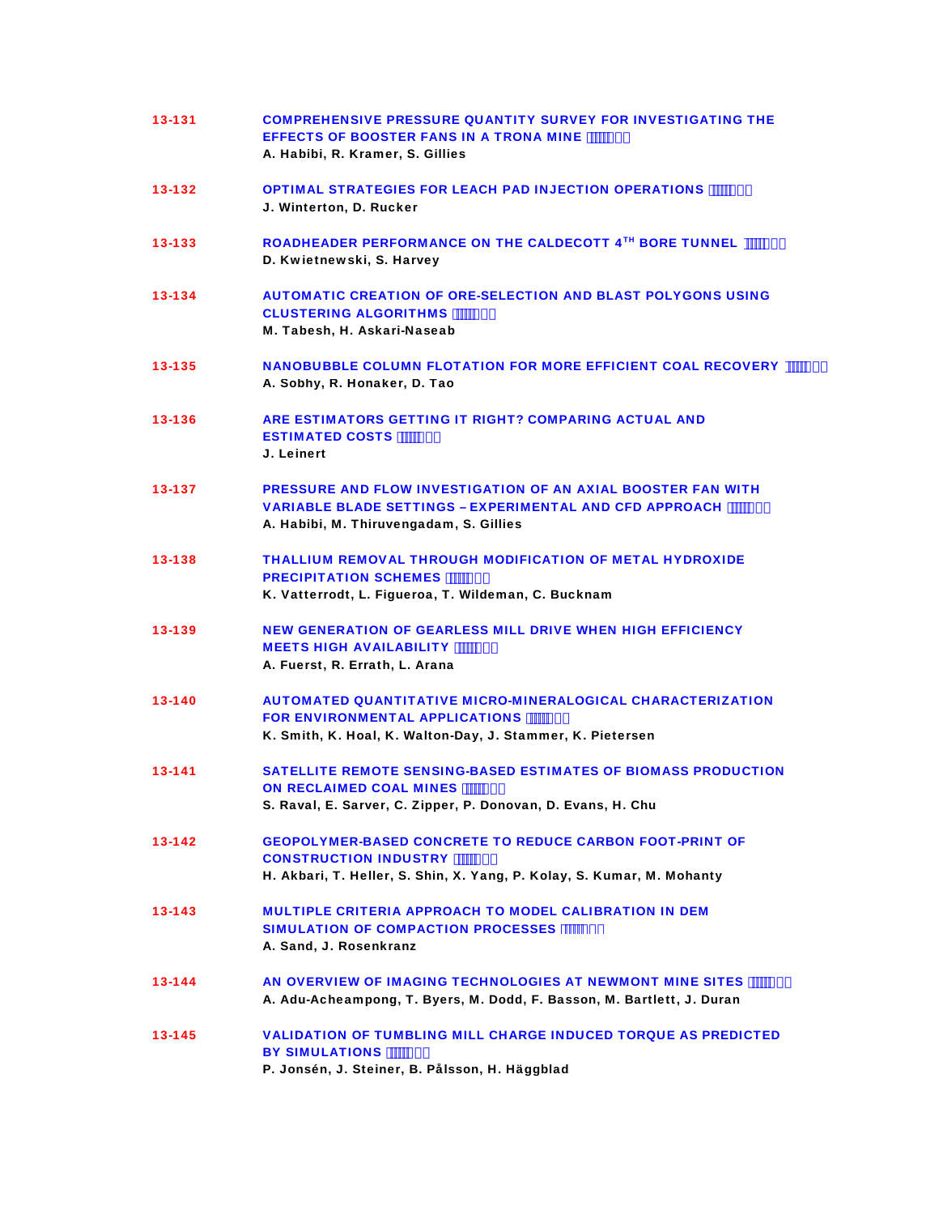13-131 **COMPREHENSIVE PRESSURE QUANTITY SURVEY FOR INVESTIGATING THE EFFECTS OF BOOSTER FANS IN A TRONA MINE**
A. Habibi, R. Kramer, S. Gillies

13-132 **OPTIMAL STRATEGIES FOR LEACH PAD INJECTION OPERATIONS**
J. Winterton, D. Rucker

13-133 **ROADHEADER PERFORMANCE ON THE CALDECOTT 4TH BORE TUNNEL**
D. Kwietnewski, S. Harvey

13-134 **AUTOMATIC CREATION OF ORE-SELECTION AND BLAST POLYGONS USING CLUSTERING ALGORITHMS**
M. Tabesh, H. Askari-Naseab

13-135 **NANOBUBBLE COLUMN FLOTATION FOR MORE EFFICIENT COAL RECOVERY**
A. Sobhy, R. Honaker, D. Tao

13-136 **ARE ESTIMATORS GETTING IT RIGHT? COMPARING ACTUAL AND ESTIMATED COSTS**
J. Leinert

13-137 **PRESSURE AND FLOW INVESTIGATION OF AN AXIAL BOOSTER FAN WITH VARIABLE BLADE SETTINGS – EXPERIMENTAL AND CFD APPROACH**
A. Habibi, M. Thiruvengadam, S. Gillies

13-138 **THALLIUM REMOVAL THROUGH MODIFICATION OF METAL HYDROXIDE PRECIPITATION SCHEMES**
K. Vatterrodt, L. Figueroa, T. Wildeman, C. Bucknam

13-139 **NEW GENERATION OF GEARLESS MILL DRIVE WHEN HIGH EFFICIENCY MEETS HIGH AVAILABILITY**
A. Fuerst, R. Errath, L. Arana

13-140 **AUTOMATED QUANTITATIVE MICRO-MINERALOGICAL CHARACTERIZATION FOR ENVIRONMENTAL APPLICATIONS**
K. Smith, K. Hoal, K. Walton-Day, J. Stammer, K. Pietersen

13-141 **SATELLITE REMOTE SENSING-BASED ESTIMATES OF BIOMASS PRODUCTION ON RECLAIMED COAL MINES**
S. Raval, E. Sarver, C. Zipper, P. Donovan, D. Evans, H. Chu

13-142 **GEOPOLYMER-BASED CONCRETE TO REDUCE CARBON FOOT-PRINT OF CONSTRUCTION INDUSTRY**
H. Akbari, T. Heller, S. Shin, X. Yang, P. Kolay, S. Kumar, M. Mohanty

13-143 **MULTIPLE CRITERIA APPROACH TO MODEL CALIBRATION IN DEM SIMULATION OF COMPACTION PROCESSES**
A. Sand, J. Rosenkranz

13-144 **AN OVERVIEW OF IMAGING TECHNOLOGIES AT NEWMONT MINE SITES**
A. Adu-Acheampong, T. Byers, M. Dodd, F. Basson, M. Bartlett, J. Duran

13-145 **VALIDATION OF TUMBLING MILL CHARGE INDUCED TORQUE AS PREDICTED BY SIMULATIONS**
P. Jonsén, J. Steiner, B. Pålsson, H. Häggblad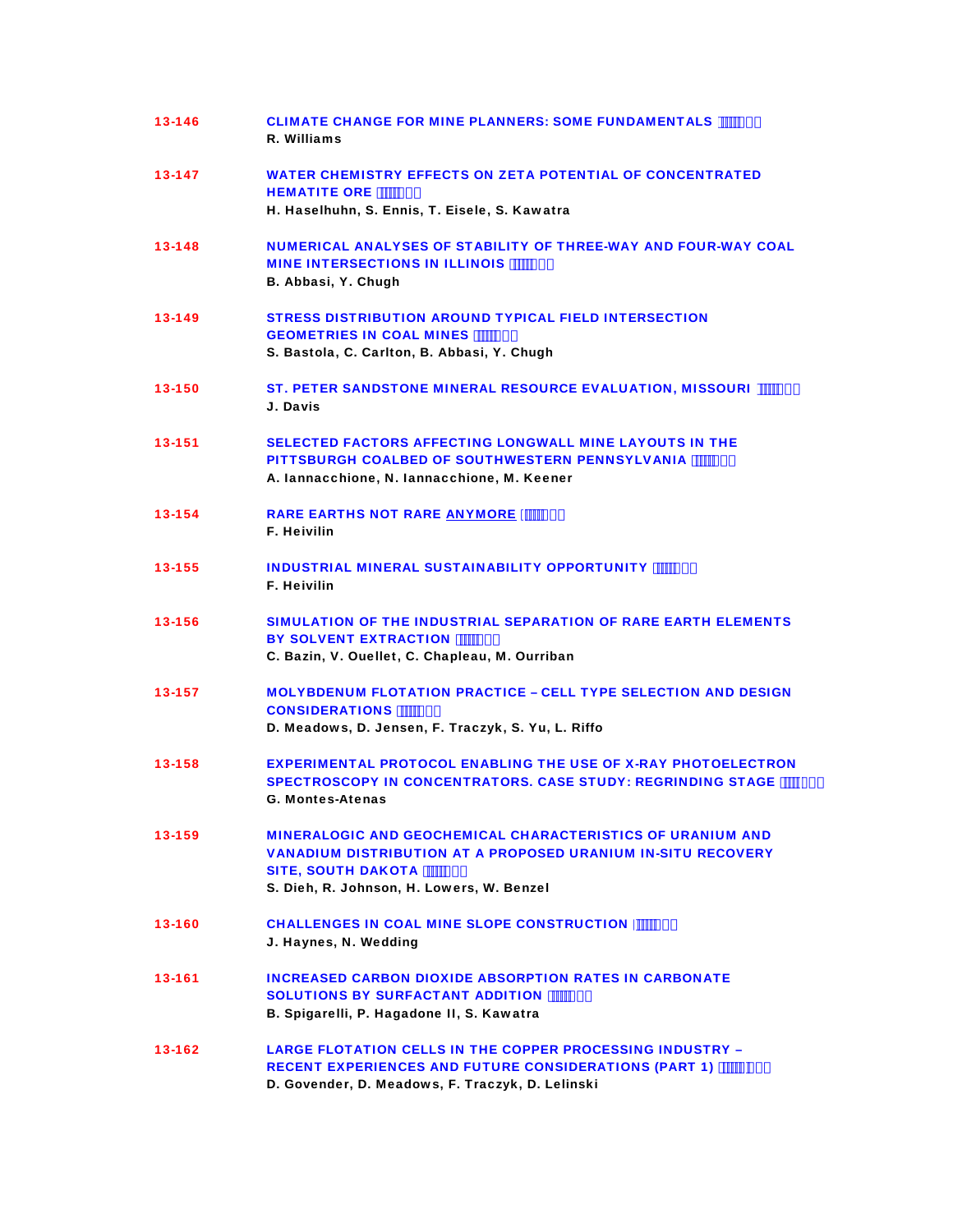| | |
|---|---|
| 13-146 | **CLIMATE CHANGE FOR MINE PLANNERS: SOME FUNDAMENTALS**<br>R. Williams |
| 13-147 | **WATER CHEMISTRY EFFECTS ON ZETA POTENTIAL OF CONCENTRATED HEMATITE ORE**<br>H. Haselhuhn, S. Ennis, T. Eisele, S. Kawatra |
| 13-148 | **NUMERICAL ANALYSES OF STABILITY OF THREE-WAY AND FOUR-WAY COAL MINE INTERSECTIONS IN ILLINOIS**<br>B. Abbasi, Y. Chugh |
| 13-149 | **STRESS DISTRIBUTION AROUND TYPICAL FIELD INTERSECTION GEOMETRIES IN COAL MINES**<br>S. Bastola, C. Carlton, B. Abbasi, Y. Chugh |
| 13-150 | **ST. PETER SANDSTONE MINERAL RESOURCE EVALUATION, MISSOURI**<br>J. Davis |
| 13-151 | **SELECTED FACTORS AFFECTING LONGWALL MINE LAYOUTS IN THE PITTSBURGH COALBED OF SOUTHWESTERN PENNSYLVANIA**<br>A. Iannacchione, N. Iannacchione, M. Keener |
| 13-154 | **RARE EARTHS NOT RARE ANYMORE**<br>F. Heivilin |
| 13-155 | **INDUSTRIAL MINERAL SUSTAINABILITY OPPORTUNITY**<br>F. Heivilin |
| 13-156 | **SIMULATION OF THE INDUSTRIAL SEPARATION OF RARE EARTH ELEMENTS BY SOLVENT EXTRACTION**<br>C. Bazin, V. Ouellet, C. Chapleau, M. Ourriban |
| 13-157 | **MOLYBDENUM FLOTATION PRACTICE – CELL TYPE SELECTION AND DESIGN CONSIDERATIONS**<br>D. Meadows, D. Jensen, F. Traczyk, S. Yu, L. Riffo |
| 13-158 | **EXPERIMENTAL PROTOCOL ENABLING THE USE OF X-RAY PHOTOELECTRON SPECTROSCOPY IN CONCENTRATORS. CASE STUDY: REGRINDING STAGE**<br>G. Montes-Atenas |
| 13-159 | **MINERALOGIC AND GEOCHEMICAL CHARACTERISTICS OF URANIUM AND VANADIUM DISTRIBUTION AT A PROPOSED URANIUM IN-SITU RECOVERY SITE, SOUTH DAKOTA**<br>S. Dieh, R. Johnson, H. Lowers, W. Benzel |
| 13-160 | **CHALLENGES IN COAL MINE SLOPE CONSTRUCTION**<br>J. Haynes, N. Wedding |
| 13-161 | **INCREASED CARBON DIOXIDE ABSORPTION RATES IN CARBONATE SOLUTIONS BY SURFACTANT ADDITION**<br>B. Spigarelli, P. Hagadone II, S. Kawatra |
| 13-162 | **LARGE FLOTATION CELLS IN THE COPPER PROCESSING INDUSTRY – RECENT EXPERIENCES AND FUTURE CONSIDERATIONS (PART 1)**<br>D. Govender, D. Meadows, F. Traczyk, D. Lelinski |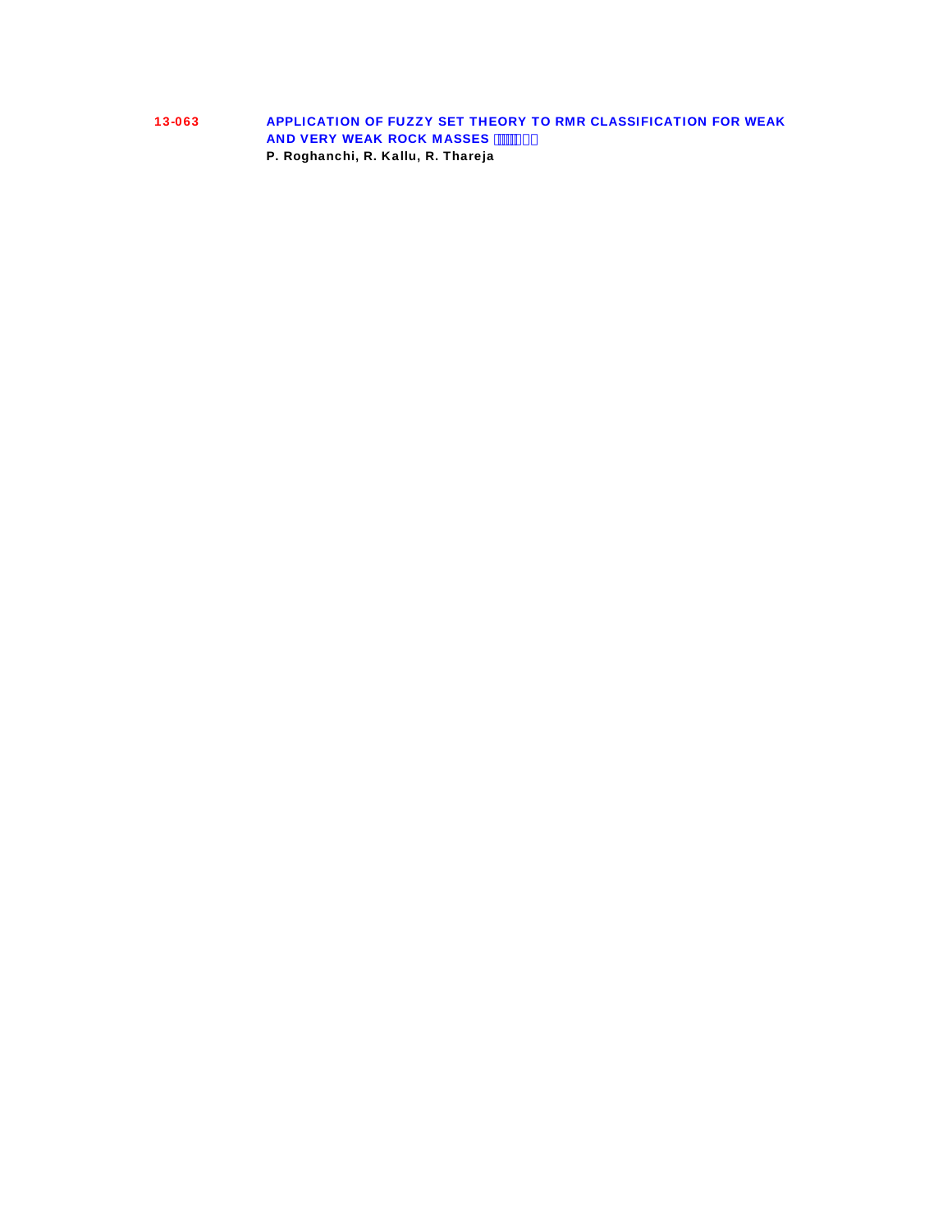13-063 **APPLICATION OF FUZZY SET THEORY TO RMR CLASSIFICATION FOR WEAK AND VERY WEAK ROCK MASSES**

**P. Roghanchi, R. Kallu, R. Thareja**